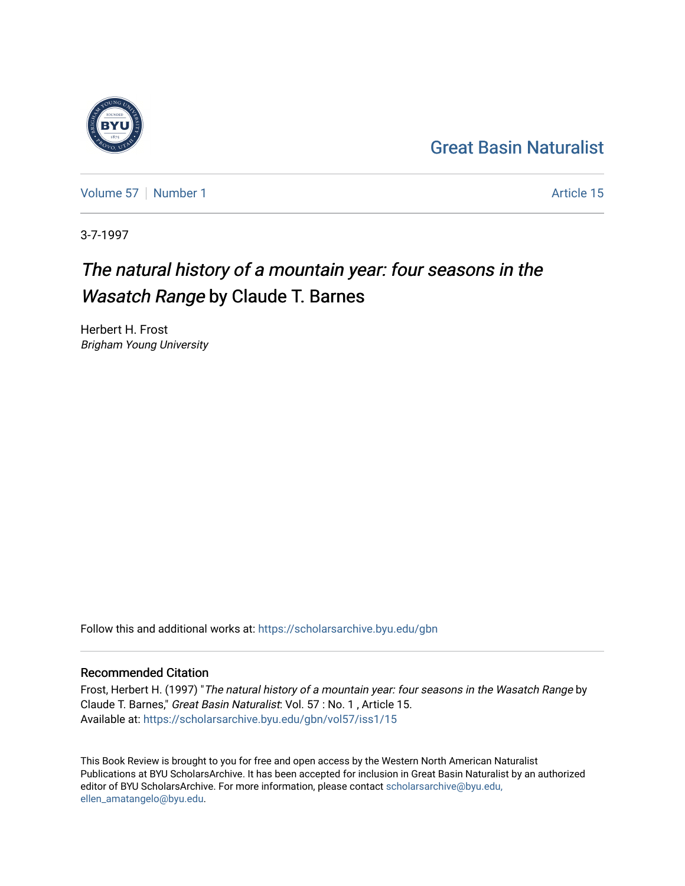Great Basin Naturalist

Volume 57 | Number 1 | Article 15

3-7-1997

# *The natural history of a mountain year: four seasons in the Wasatch Range* by Claude T. Barnes

Herbert H. Frost
*Brigham Young University*

Follow this and additional works at: https://scholarsarchive.byu.edu/gbn

## Recommended Citation

Frost, Herbert H. (1997) "*The natural history of a mountain year: four seasons in the Wasatch Range* by Claude T. Barnes," *Great Basin Naturalist*: Vol. 57 : No. 1 , Article 15.
Available at: https://scholarsarchive.byu.edu/gbn/vol57/iss1/15

This Book Review is brought to you for free and open access by the Western North American Naturalist Publications at BYU ScholarsArchive. It has been accepted for inclusion in Great Basin Naturalist by an authorized editor of BYU ScholarsArchive. For more information, please contact scholarsarchive@byu.edu, ellen_amatangelo@byu.edu.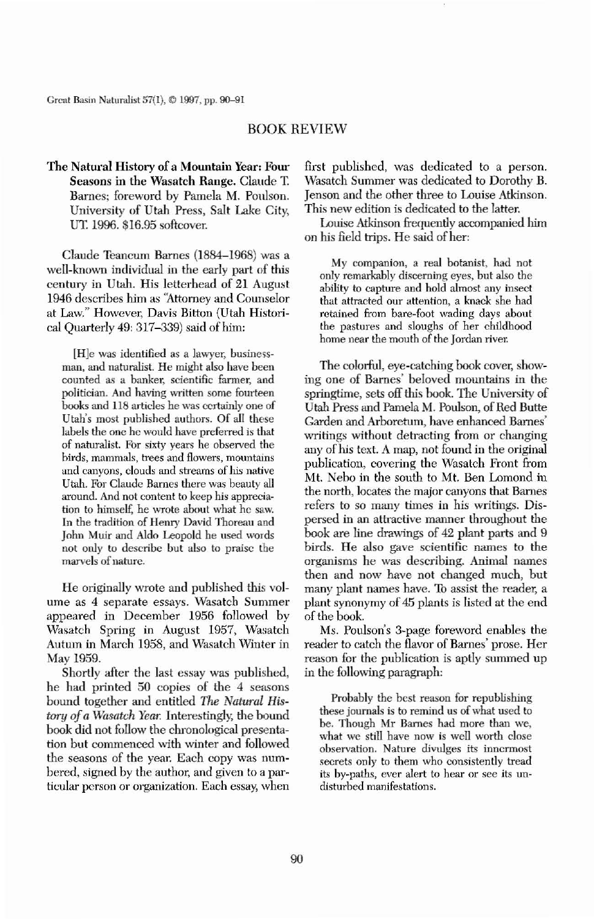## BOOK REVIEW

**The Natural History of a Mountain Year: Four Seasons in the Wasatch Range.** Claude T. Barnes; foreword by Pamela M. Poulson. University of Utah Press, Salt Lake City, UT. 1996. $16.95 softcover.

Claude Teancum Barnes (1884–1968) was a well-known individual in the early part of this century in Utah. His letterhead of 21 August 1946 describes him as "Attorney and Counselor at Law." However, Davis Bitton (Utah Historical Quarterly 49: 317–339) said of him:

> [H]e was identified as a lawyer, businessman, and naturalist. He might also have been counted as a banker, scientific farmer, and politician. And having written some fourteen books and 118 articles he was certainly one of Utah's most published authors. Of all these labels the one he would have preferred is that of naturalist. For sixty years he observed the birds, mammals, trees and flowers, mountains and canyons, clouds and streams of his native Utah. For Claude Barnes there was beauty all around. And not content to keep his appreciation to himself, he wrote about what he saw. In the tradition of Henry David Thoreau and John Muir and Aldo Leopold he used words not only to describe but also to praise the marvels of nature.

He originally wrote and published this volume as 4 separate essays. Wasatch Summer appeared in December 1956 followed by Wasatch Spring in August 1957, Wasatch Autum in March 1958, and Wasatch Winter in May 1959.

Shortly after the last essay was published, he had printed 50 copies of the 4 seasons bound together and entitled *The Natural History of a Wasatch Year.* Interestingly, the bound book did not follow the chronological presentation but commenced with winter and followed the seasons of the year. Each copy was numbered, signed by the author, and given to a particular person or organization. Each essay, when first published, was dedicated to a person. Wasatch Summer was dedicated to Dorothy B. Jenson and the other three to Louise Atkinson. This new edition is dedicated to the latter.

Louise Atkinson frequently accompanied him on his field trips. He said of her:

> My companion, a real botanist, had not only remarkably discerning eyes, but also the ability to capture and hold almost any insect that attracted our attention, a knack she had retained from bare-foot wading days about the pastures and sloughs of her childhood home near the mouth of the Jordan river.

The colorful, eye-catching book cover, showing one of Barnes' beloved mountains in the springtime, sets off this book. The University of Utah Press and Pamela M. Poulson, of Red Butte Garden and Arboretum, have enhanced Barnes' writings without detracting from or changing any of his text. A map, not found in the original publication, covering the Wasatch Front from Mt. Nebo in the south to Mt. Ben Lomond in the north, locates the major canyons that Barnes refers to so many times in his writings. Dispersed in an attractive manner throughout the book are line drawings of 42 plant parts and 9 birds. He also gave scientific names to the organisms he was describing. Animal names then and now have not changed much, but many plant names have. To assist the reader, a plant synonymy of 45 plants is listed at the end of the book.

Ms. Poulson's 3-page foreword enables the reader to catch the flavor of Barnes' prose. Her reason for the publication is aptly summed up in the following paragraph:

> Probably the best reason for republishing these journals is to remind us of what used to be. Though Mr Barnes had more than we, what we still have now is well worth close observation. Nature divulges its innermost secrets only to them who consistently tread its by-paths, ever alert to hear or see its undisturbed manifestations.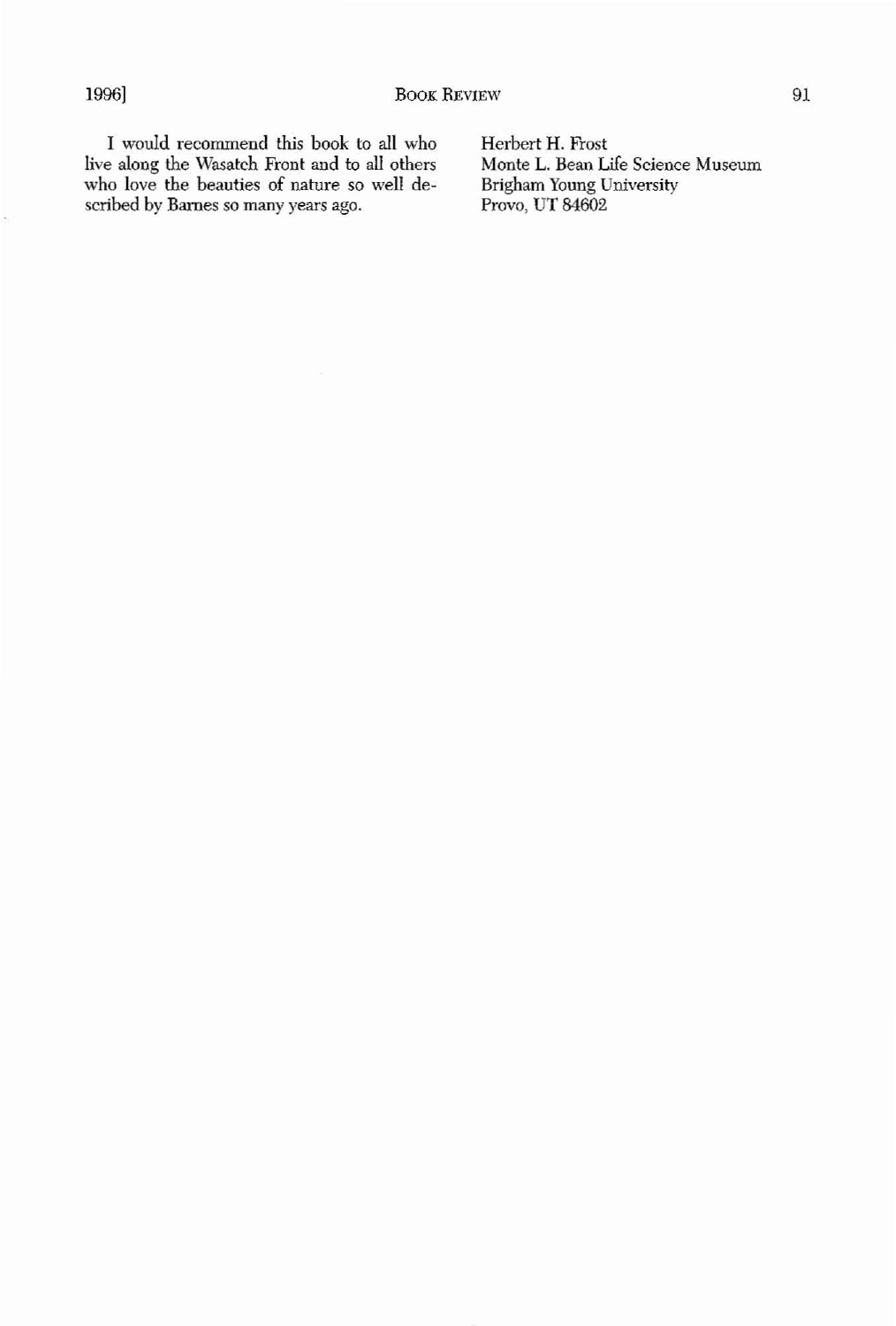I would recommend this book to all who live along the Wasatch Front and to all others who love the beauties of nature so well described by Barnes so many years ago.

Herbert H. Frost
Monte L. Bean Life Science Museum
Brigham Young University
Provo, UT 84602